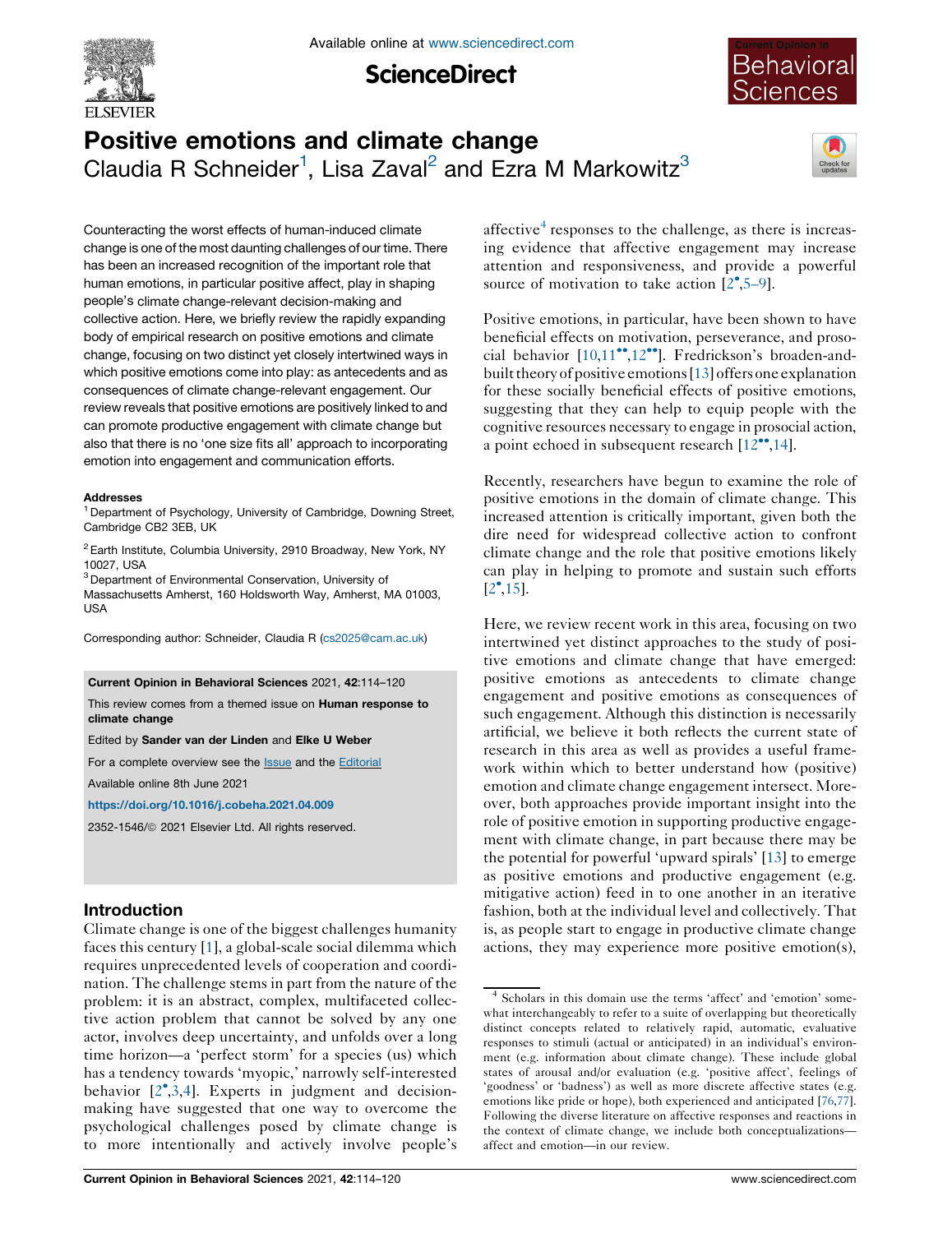# Positive emotions and climate change

Claudia R Schneider[1], Lisa Zaval[2] and Ezra M Markowitz[3]

Counteracting the worst effects of human-induced climate change is one of the most daunting challenges of our time. There has been an increased recognition of the important role that human emotions, in particular positive affect, play in shaping people's climate change-relevant decision-making and collective action. Here, we briefly review the rapidly expanding body of empirical research on positive emotions and climate change, focusing on two distinct yet closely intertwined ways in which positive emotions come into play: as antecedents and as consequences of climate change-relevant engagement. Our review reveals that positive emotions are positively linked to and can promote productive engagement with climate change but also that there is no 'one size fits all' approach to incorporating emotion into engagement and communication efforts.

**Addresses**

[1] Department of Psychology, University of Cambridge, Downing Street, Cambridge CB2 3EB, UK

[2] Earth Institute, Columbia University, 2910 Broadway, New York, NY 10027, USA

[3] Department of Environmental Conservation, University of Massachusetts Amherst, 160 Holdsworth Way, Amherst, MA 01003, USA

Corresponding author: Schneider, Claudia R (cs2025@cam.ac.uk)

**Current Opinion in Behavioral Sciences** 2021, **42**:114–120

This review comes from a themed issue on **Human response to climate change**

Edited by **Sander van der Linden** and **Elke U Weber**

For a complete overview see the Issue and the Editorial

Available online 8th June 2021

https://doi.org/10.1016/j.cobeha.2021.04.009

2352-1546/© 2021 Elsevier Ltd. All rights reserved.

## Introduction

Climate change is one of the biggest challenges humanity faces this century [1], a global-scale social dilemma which requires unprecedented levels of cooperation and coordination. The challenge stems in part from the nature of the problem: it is an abstract, complex, multifaceted collective action problem that cannot be solved by any one actor, involves deep uncertainty, and unfolds over a long time horizon—a 'perfect storm' for a species (us) which has a tendency towards 'myopic,' narrowly self-interested behavior [2•,3,4]. Experts in judgment and decision-making have suggested that one way to overcome the psychological challenges posed by climate change is to more intentionally and actively involve people's affective[4] responses to the challenge, as there is increasing evidence that affective engagement may increase attention and responsiveness, and provide a powerful source of motivation to take action [2•,5–9].

Positive emotions, in particular, have been shown to have beneficial effects on motivation, perseverance, and prosocial behavior [10,11••,12••]. Fredrickson's broaden-and-built theory of positive emotions [13] offers one explanation for these socially beneficial effects of positive emotions, suggesting that they can help to equip people with the cognitive resources necessary to engage in prosocial action, a point echoed in subsequent research [12••,14].

Recently, researchers have begun to examine the role of positive emotions in the domain of climate change. This increased attention is critically important, given both the dire need for widespread collective action to confront climate change and the role that positive emotions likely can play in helping to promote and sustain such efforts [2•,15].

Here, we review recent work in this area, focusing on two intertwined yet distinct approaches to the study of positive emotions and climate change that have emerged: positive emotions as antecedents to climate change engagement and positive emotions as consequences of such engagement. Although this distinction is necessarily artificial, we believe it both reflects the current state of research in this area as well as provides a useful framework within which to better understand how (positive) emotion and climate change engagement intersect. Moreover, both approaches provide important insight into the role of positive emotion in supporting productive engagement with climate change, in part because there may be the potential for powerful 'upward spirals' [13] to emerge as positive emotions and productive engagement (e.g. mitigative action) feed in to one another in an iterative fashion, both at the individual level and collectively. That is, as people start to engage in productive climate change actions, they may experience more positive emotion(s),

[4] Scholars in this domain use the terms 'affect' and 'emotion' somewhat interchangeably to refer to a suite of overlapping but theoretically distinct concepts related to relatively rapid, automatic, evaluative responses to stimuli (actual or anticipated) in an individual's environment (e.g. information about climate change). These include global states of arousal and/or evaluation (e.g. 'positive affect', feelings of 'goodness' or 'badness') as well as more discrete affective states (e.g. emotions like pride or hope), both experienced and anticipated [76,77]. Following the diverse literature on affective responses and reactions in the context of climate change, we include both conceptualizations—affect and emotion—in our review.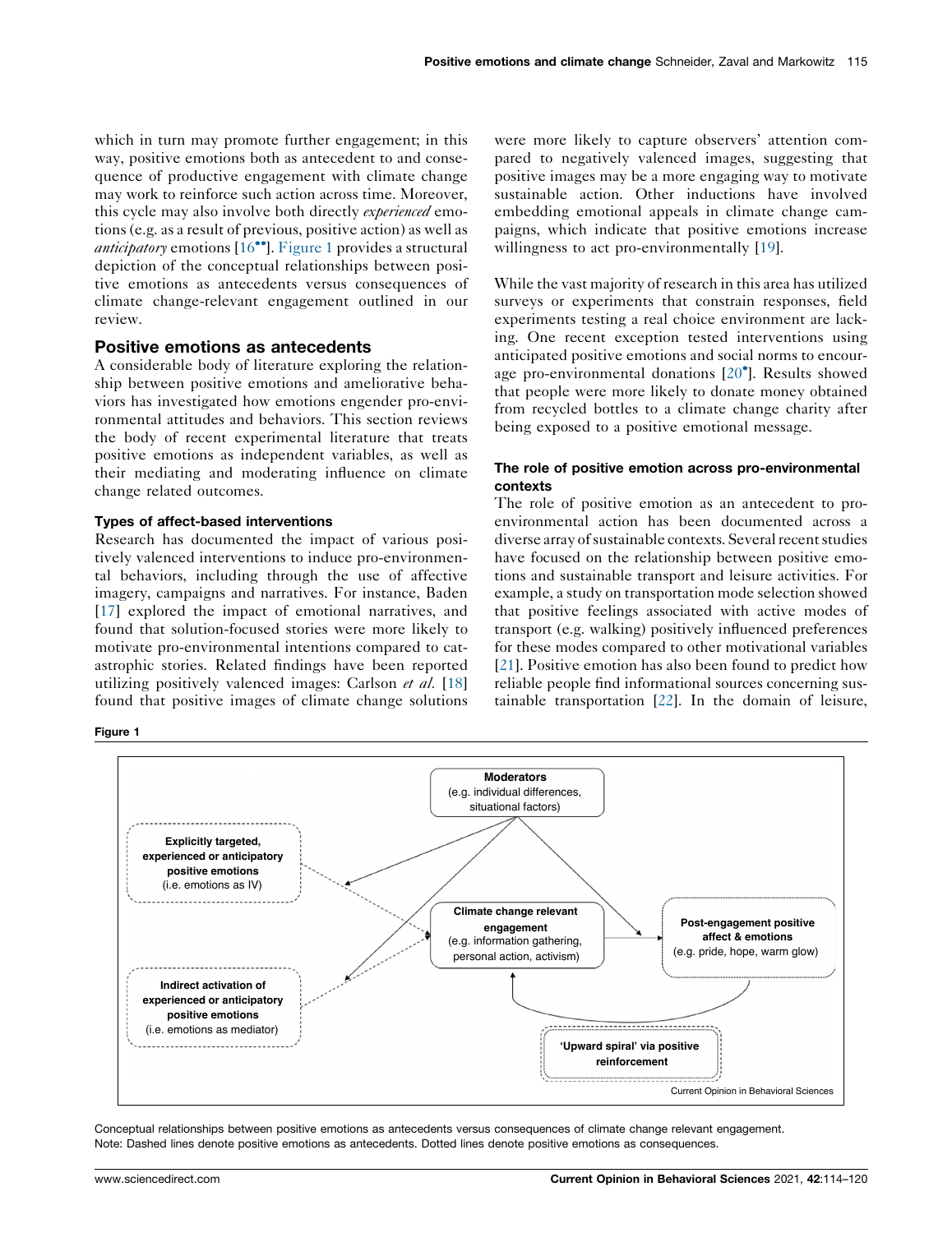which in turn may promote further engagement; in this way, positive emotions both as antecedent to and consequence of productive engagement with climate change may work to reinforce such action across time. Moreover, this cycle may also involve both directly *experienced* emotions (e.g. as a result of previous, positive action) as well as *anticipatory* emotions [16••]. Figure 1 provides a structural depiction of the conceptual relationships between positive emotions as antecedents versus consequences of climate change-relevant engagement outlined in our review.

## Positive emotions as antecedents

A considerable body of literature exploring the relationship between positive emotions and ameliorative behaviors has investigated how emotions engender pro-environmental attitudes and behaviors. This section reviews the body of recent experimental literature that treats positive emotions as independent variables, as well as their mediating and moderating influence on climate change related outcomes.

### Types of affect-based interventions

Research has documented the impact of various positively valenced interventions to induce pro-environmental behaviors, including through the use of affective imagery, campaigns and narratives. For instance, Baden [17] explored the impact of emotional narratives, and found that solution-focused stories were more likely to motivate pro-environmental intentions compared to catastrophic stories. Related findings have been reported utilizing positively valenced images: Carlson *et al.* [18] found that positive images of climate change solutions were more likely to capture observers' attention compared to negatively valenced images, suggesting that positive images may be a more engaging way to motivate sustainable action. Other inductions have involved embedding emotional appeals in climate change campaigns, which indicate that positive emotions increase willingness to act pro-environmentally [19].

While the vast majority of research in this area has utilized surveys or experiments that constrain responses, field experiments testing a real choice environment are lacking. One recent exception tested interventions using anticipated positive emotions and social norms to encourage pro-environmental donations [20•]. Results showed that people were more likely to donate money obtained from recycled bottles to a climate change charity after being exposed to a positive emotional message.

### The role of positive emotion across pro-environmental contexts

The role of positive emotion as an antecedent to pro-environmental action has been documented across a diverse array of sustainable contexts. Several recent studies have focused on the relationship between positive emotions and sustainable transport and leisure activities. For example, a study on transportation mode selection showed that positive feelings associated with active modes of transport (e.g. walking) positively influenced preferences for these modes compared to other motivational variables [21]. Positive emotion has also been found to predict how reliable people find informational sources concerning sustainable transportation [22]. In the domain of leisure,

**Figure 1**

Conceptual relationships between positive emotions as antecedents versus consequences of climate change relevant engagement.
Note: Dashed lines denote positive emotions as antecedents. Dotted lines denote positive emotions as consequences.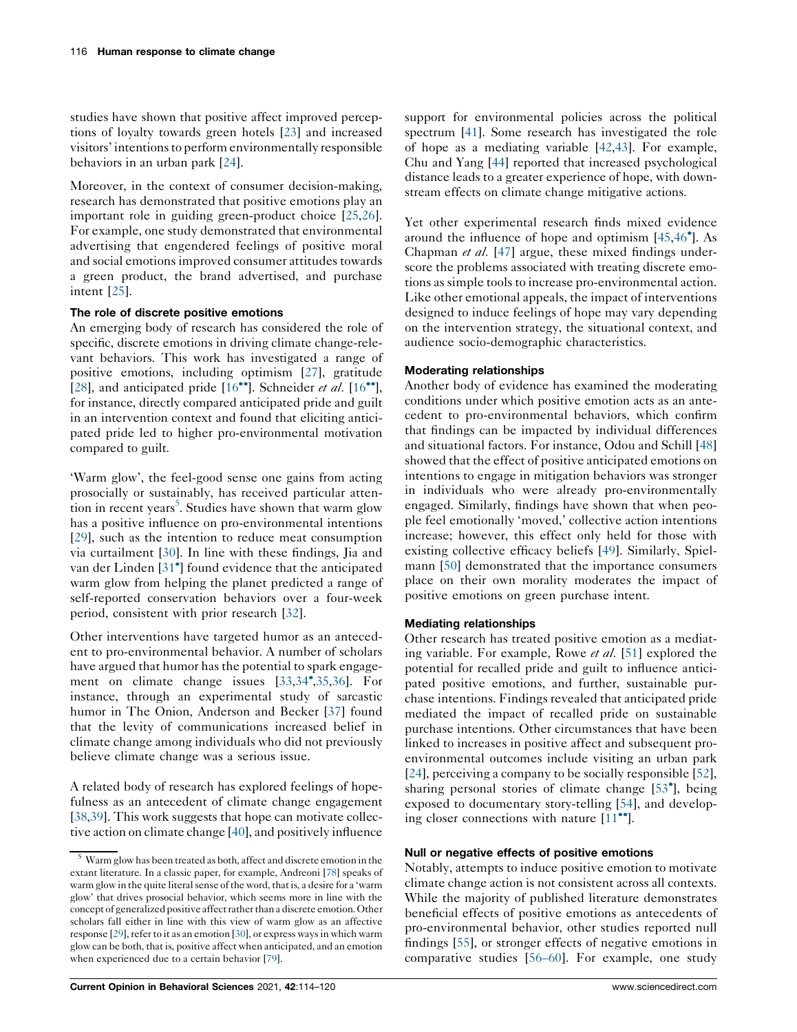studies have shown that positive affect improved perceptions of loyalty towards green hotels [23] and increased visitors' intentions to perform environmentally responsible behaviors in an urban park [24].

Moreover, in the context of consumer decision-making, research has demonstrated that positive emotions play an important role in guiding green-product choice [25,26]. For example, one study demonstrated that environmental advertising that engendered feelings of positive moral and social emotions improved consumer attitudes towards a green product, the brand advertised, and purchase intent [25].

### The role of discrete positive emotions

An emerging body of research has considered the role of specific, discrete emotions in driving climate change-relevant behaviors. This work has investigated a range of positive emotions, including optimism [27], gratitude [28], and anticipated pride [16••]. Schneider *et al.* [16••], for instance, directly compared anticipated pride and guilt in an intervention context and found that eliciting anticipated pride led to higher pro-environmental motivation compared to guilt.

'Warm glow', the feel-good sense one gains from acting prosocially or sustainably, has received particular attention in recent years[5]. Studies have shown that warm glow has a positive influence on pro-environmental intentions [29], such as the intention to reduce meat consumption via curtailment [30]. In line with these findings, Jia and van der Linden [31•] found evidence that the anticipated warm glow from helping the planet predicted a range of self-reported conservation behaviors over a four-week period, consistent with prior research [32].

Other interventions have targeted humor as an antecedent to pro-environmental behavior. A number of scholars have argued that humor has the potential to spark engagement on climate change issues [33,34•,35,36]. For instance, through an experimental study of sarcastic humor in The Onion, Anderson and Becker [37] found that the levity of communications increased belief in climate change among individuals who did not previously believe climate change was a serious issue.

A related body of research has explored feelings of hopefulness as an antecedent of climate change engagement [38,39]. This work suggests that hope can motivate collective action on climate change [40], and positively influence support for environmental policies across the political spectrum [41]. Some research has investigated the role of hope as a mediating variable [42,43]. For example, Chu and Yang [44] reported that increased psychological distance leads to a greater experience of hope, with downstream effects on climate change mitigative actions.

Yet other experimental research finds mixed evidence around the influence of hope and optimism [45,46•]. As Chapman *et al.* [47] argue, these mixed findings underscore the problems associated with treating discrete emotions as simple tools to increase pro-environmental action. Like other emotional appeals, the impact of interventions designed to induce feelings of hope may vary depending on the intervention strategy, the situational context, and audience socio-demographic characteristics.

### Moderating relationships

Another body of evidence has examined the moderating conditions under which positive emotion acts as an antecedent to pro-environmental behaviors, which confirm that findings can be impacted by individual differences and situational factors. For instance, Odou and Schill [48] showed that the effect of positive anticipated emotions on intentions to engage in mitigation behaviors was stronger in individuals who were already pro-environmentally engaged. Similarly, findings have shown that when people feel emotionally 'moved,' collective action intentions increase; however, this effect only held for those with existing collective efficacy beliefs [49]. Similarly, Spielmann [50] demonstrated that the importance consumers place on their own morality moderates the impact of positive emotions on green purchase intent.

### Mediating relationships

Other research has treated positive emotion as a mediating variable. For example, Rowe *et al.* [51] explored the potential for recalled pride and guilt to influence anticipated positive emotions, and further, sustainable purchase intentions. Findings revealed that anticipated pride mediated the impact of recalled pride on sustainable purchase intentions. Other circumstances that have been linked to increases in positive affect and subsequent pro-environmental outcomes include visiting an urban park [24], perceiving a company to be socially responsible [52], sharing personal stories of climate change [53•], being exposed to documentary story-telling [54], and developing closer connections with nature [11••].

### Null or negative effects of positive emotions

Notably, attempts to induce positive emotion to motivate climate change action is not consistent across all contexts. While the majority of published literature demonstrates beneficial effects of positive emotions as antecedents of pro-environmental behavior, other studies reported null findings [55], or stronger effects of negative emotions in comparative studies [56–60]. For example, one study

[5] Warm glow has been treated as both, affect and discrete emotion in the extant literature. In a classic paper, for example, Andreoni [78] speaks of warm glow in the quite literal sense of the word, that is, a desire for a 'warm glow' that drives prosocial behavior, which seems more in line with the concept of generalized positive affect rather than a discrete emotion. Other scholars fall either in line with this view of warm glow as an affective response [29], refer to it as an emotion [30], or express ways in which warm glow can be both, that is, positive affect when anticipated, and an emotion when experienced due to a certain behavior [79].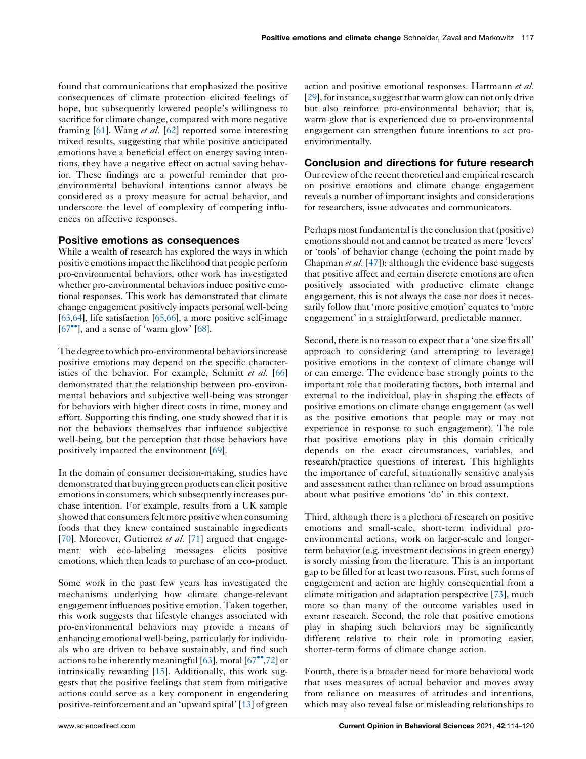found that communications that emphasized the positive consequences of climate protection elicited feelings of hope, but subsequently lowered people's willingness to sacrifice for climate change, compared with more negative framing [61]. Wang *et al.* [62] reported some interesting mixed results, suggesting that while positive anticipated emotions have a beneficial effect on energy saving intentions, they have a negative effect on actual saving behavior. These findings are a powerful reminder that pro-environmental behavioral intentions cannot always be considered as a proxy measure for actual behavior, and underscore the level of complexity of competing influences on affective responses.

## Positive emotions as consequences

While a wealth of research has explored the ways in which positive emotions impact the likelihood that people perform pro-environmental behaviors, other work has investigated whether pro-environmental behaviors induce positive emotional responses. This work has demonstrated that climate change engagement positively impacts personal well-being [63,64], life satisfaction [65,66], a more positive self-image [67••], and a sense of 'warm glow' [68].

The degree to which pro-environmental behaviors increase positive emotions may depend on the specific characteristics of the behavior. For example, Schmitt *et al.* [66] demonstrated that the relationship between pro-environmental behaviors and subjective well-being was stronger for behaviors with higher direct costs in time, money and effort. Supporting this finding, one study showed that it is not the behaviors themselves that influence subjective well-being, but the perception that those behaviors have positively impacted the environment [69].

In the domain of consumer decision-making, studies have demonstrated that buying green products can elicit positive emotions in consumers, which subsequently increases purchase intention. For example, results from a UK sample showed that consumers felt more positive when consuming foods that they knew contained sustainable ingredients [70]. Moreover, Gutierrez *et al.* [71] argued that engagement with eco-labeling messages elicits positive emotions, which then leads to purchase of an eco-product.

Some work in the past few years has investigated the mechanisms underlying how climate change-relevant engagement influences positive emotion. Taken together, this work suggests that lifestyle changes associated with pro-environmental behaviors may provide a means of enhancing emotional well-being, particularly for individuals who are driven to behave sustainably, and find such actions to be inherently meaningful [63], moral [67••,72] or intrinsically rewarding [15]. Additionally, this work suggests that the positive feelings that stem from mitigative actions could serve as a key component in engendering positive-reinforcement and an 'upward spiral' [13] of green action and positive emotional responses. Hartmann *et al.* [29], for instance, suggest that warm glow can not only drive but also reinforce pro-environmental behavior; that is, warm glow that is experienced due to pro-environmental engagement can strengthen future intentions to act pro-environmentally.

## Conclusion and directions for future research

Our review of the recent theoretical and empirical research on positive emotions and climate change engagement reveals a number of important insights and considerations for researchers, issue advocates and communicators.

Perhaps most fundamental is the conclusion that (positive) emotions should not and cannot be treated as mere 'levers' or 'tools' of behavior change (echoing the point made by Chapman *et al.* [47]); although the evidence base suggests that positive affect and certain discrete emotions are often positively associated with productive climate change engagement, this is not always the case nor does it necessarily follow that 'more positive emotion' equates to 'more engagement' in a straightforward, predictable manner.

Second, there is no reason to expect that a 'one size fits all' approach to considering (and attempting to leverage) positive emotions in the context of climate change will or can emerge. The evidence base strongly points to the important role that moderating factors, both internal and external to the individual, play in shaping the effects of positive emotions on climate change engagement (as well as the positive emotions that people may or may not experience in response to such engagement). The role that positive emotions play in this domain critically depends on the exact circumstances, variables, and research/practice questions of interest. This highlights the importance of careful, situationally sensitive analysis and assessment rather than reliance on broad assumptions about what positive emotions 'do' in this context.

Third, although there is a plethora of research on positive emotions and small-scale, short-term individual pro-environmental actions, work on larger-scale and longer-term behavior (e.g. investment decisions in green energy) is sorely missing from the literature. This is an important gap to be filled for at least two reasons. First, such forms of engagement and action are highly consequential from a climate mitigation and adaptation perspective [73], much more so than many of the outcome variables used in extant research. Second, the role that positive emotions play in shaping such behaviors may be significantly different relative to their role in promoting easier, shorter-term forms of climate change action.

Fourth, there is a broader need for more behavioral work that uses measures of actual behavior and moves away from reliance on measures of attitudes and intentions, which may also reveal false or misleading relationships to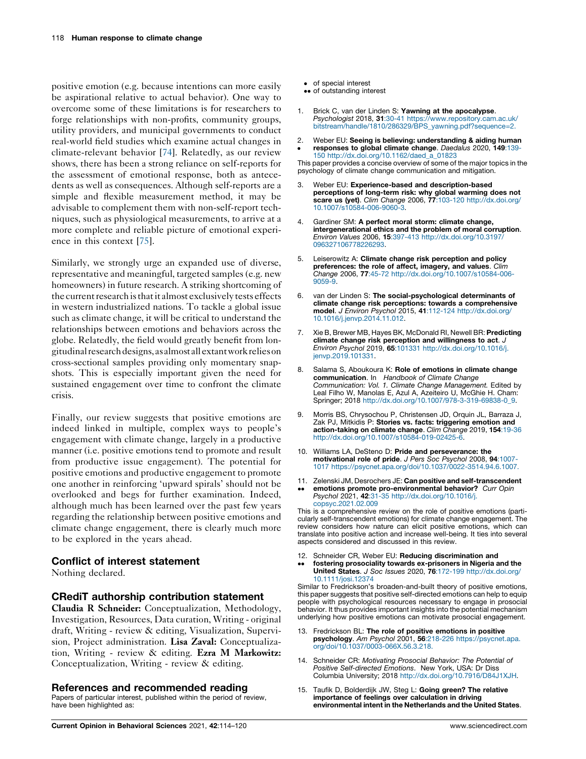positive emotion (e.g. because intentions can more easily be aspirational relative to actual behavior). One way to overcome some of these limitations is for researchers to forge relationships with non-profits, community groups, utility providers, and municipal governments to conduct real-world field studies which examine actual changes in climate-relevant behavior [74]. Relatedly, as our review shows, there has been a strong reliance on self-reports for the assessment of emotional response, both as antecedents as well as consequences. Although self-reports are a simple and flexible measurement method, it may be advisable to complement them with non-self-report techniques, such as physiological measurements, to arrive at a more complete and reliable picture of emotional experience in this context [75].

Similarly, we strongly urge an expanded use of diverse, representative and meaningful, targeted samples (e.g. new homeowners) in future research. A striking shortcoming of the current research is that it almost exclusively tests effects in western industrialized nations. To tackle a global issue such as climate change, it will be critical to understand the relationships between emotions and behaviors across the globe. Relatedly, the field would greatly benefit from longitudinal research designs, as almost all extant work relies on cross-sectional samples providing only momentary snapshots. This is especially important given the need for sustained engagement over time to confront the climate crisis.

Finally, our review suggests that positive emotions are indeed linked in multiple, complex ways to people's engagement with climate change, largely in a productive manner (i.e. positive emotions tend to promote and result from productive issue engagement). The potential for positive emotions and productive engagement to promote one another in reinforcing 'upward spirals' should not be overlooked and begs for further examination. Indeed, although much has been learned over the past few years regarding the relationship between positive emotions and climate change engagement, there is clearly much more to be explored in the years ahead.

## Conflict of interest statement

Nothing declared.

## CRediT authorship contribution statement

**Claudia R Schneider:** Conceptualization, Methodology, Investigation, Resources, Data curation, Writing - original draft, Writing - review & editing, Visualization, Supervision, Project administration. **Lisa Zaval:** Conceptualization, Writing - review & editing. **Ezra M Markowitz:** Conceptualization, Writing - review & editing.

## References and recommended reading

Papers of particular interest, published within the period of review, have been highlighted as:

- • of special interest
- •• of outstanding interest

1. Brick C, van der Linden S: **Yawning at the apocalypse**. *Psychologist* 2018, **31**:30-41 https://www.repository.cam.ac.uk/bitstream/handle/1810/286329/BPS_yawning.pdf?sequence=2.

2. • Weber EU: **Seeing is believing: understanding & aiding human responses to global climate change**. *Daedalus* 2020, **149**:139-150 http://dx.doi.org/10.1162/daed_a_01823

   This paper provides a concise overview of some of the major topics in the psychology of climate change communication and mitigation.

3. Weber EU: **Experience-based and description-based perceptions of long-term risk: why global warming does not scare us (yet)**. *Clim Change* 2006, **77**:103-120 http://dx.doi.org/10.1007/s10584-006-9060-3.

4. Gardiner SM: **A perfect moral storm: climate change, intergenerational ethics and the problem of moral corruption**. *Environ Values* 2006, **15**:397-413 http://dx.doi.org/10.3197/096327106778226293.

5. Leiserowitz A: **Climate change risk perception and policy preferences: the role of affect, imagery, and values**. *Clim Change* 2006, **77**:45-72 http://dx.doi.org/10.1007/s10584-006-9059-9.

6. van der Linden S: **The social-psychological determinants of climate change risk perceptions: towards a comprehensive model**. *J Environ Psychol* 2015, **41**:112-124 http://dx.doi.org/10.1016/j.jenvp.2014.11.012.

7. Xie B, Brewer MB, Hayes BK, McDonald RI, Newell BR: **Predicting climate change risk perception and willingness to act**. *J Environ Psychol* 2019, **65**:101331 http://dx.doi.org/10.1016/j.jenvp.2019.101331.

8. Salama S, Aboukoura K: **Role of emotions in climate change communication**. In *Handbook of Climate Change Communication: Vol. 1. Climate Change Management*. Edited by Leal Filho W, Manolas E, Azul A, Azeiteiro U, McGhie H. Cham: Springer; 2018 http://dx.doi.org/10.1007/978-3-319-69838-0_9.

9. Morris BS, Chrysochou P, Christensen JD, Orquin JL, Barraza J, Zak PJ, Mitkidis P: **Stories vs. facts: triggering emotion and action-taking on climate change**. *Clim Change* 2019, **154**:19-36 http://dx.doi.org/10.1007/s10584-019-02425-6.

10. Williams LA, DeSteno D: **Pride and perseverance: the motivational role of pride**. *J Pers Soc Psychol* 2008, **94**:1007-1017 https://psycnet.apa.org/doi/10.1037/0022-3514.94.6.1007.

11. •• Zelenski JM, Desrochers JE: **Can positive and self-transcendent emotions promote pro-environmental behavior?** *Curr Opin Psychol* 2021, **42**:31-35 http://dx.doi.org/10.1016/j.copsyc.2021.02.009

    This is a comprehensive review on the role of positive emotions (particularly self-transcendent emotions) for climate change engagement. The review considers how nature can elicit positive emotions, which can translate into positive action and increase well-being. It ties into several aspects considered and discussed in this review.

12. •• Schneider CR, Weber EU: **Reducing discrimination and fostering prosociality towards ex-prisoners in Nigeria and the United States**. *J Soc Issues* 2020, **76**:172-199 http://dx.doi.org/10.1111/josi.12374

    Similar to Fredrickson's broaden-and-built theory of positive emotions, this paper suggests that positive self-directed emotions can help to equip people with psychological resources necessary to engage in prosocial behavior. It thus provides important insights into the potential mechanism underlying how positive emotions can motivate prosocial engagement.

13. Fredrickson BL: **The role of positive emotions in positive psychology**. *Am Psychol* 2001, **56**:218-226 https://psycnet.apa.org/doi/10.1037/0003-066X.56.3.218.

14. Schneider CR: *Motivating Prosocial Behavior: The Potential of Positive Self-directed Emotions*. New York, USA: Dr Diss Columbia University; 2018 http://dx.doi.org/10.7916/D84J1XJH.

15. Taufik D, Bolderdijk JW, Steg L: **Going green? The relative importance of feelings over calculation in driving environmental intent in the Netherlands and the United States**.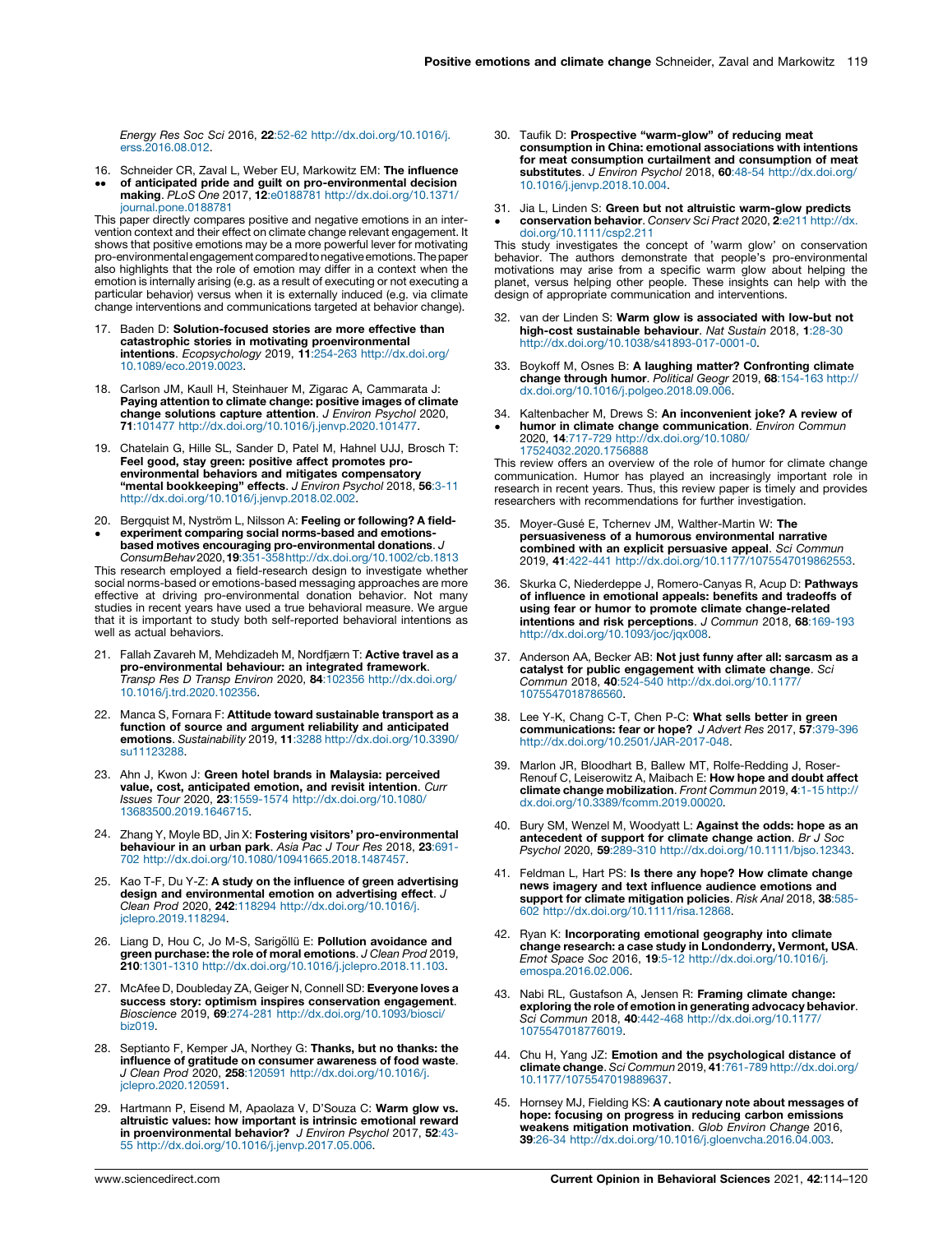*Energy Res Soc Sci* 2016, **22**:52-62 http://dx.doi.org/10.1016/j.erss.2016.08.012.

16. •• Schneider CR, Zaval L, Weber EU, Markowitz EM: **The influence of anticipated pride and guilt on pro-environmental decision making**. *PLoS One* 2017, **12**:e0188781 http://dx.doi.org/10.1371/journal.pone.0188781

This paper directly compares positive and negative emotions in an intervention context and their effect on climate change relevant engagement. It shows that positive emotions may be a more powerful lever for motivating pro-environmental engagement compared to negative emotions. The paper also highlights that the role of emotion may differ in a context when the emotion is internally arising (e.g. as a result of executing or not executing a particular behavior) versus when it is externally induced (e.g. via climate change interventions and communications targeted at behavior change).

17. Baden D: **Solution-focused stories are more effective than catastrophic stories in motivating proenvironmental intentions**. *Ecopsychology* 2019, **11**:254-263 http://dx.doi.org/10.1089/eco.2019.0023.

18. Carlson JM, Kaull H, Steinhauer M, Zigarac A, Cammarata J: **Paying attention to climate change: positive images of climate change solutions capture attention**. *J Environ Psychol* 2020, **71**:101477 http://dx.doi.org/10.1016/j.jenvp.2020.101477.

19. Chatelain G, Hille SL, Sander D, Patel M, Hahnel UJJ, Brosch T: **Feel good, stay green: positive affect promotes pro-environmental behaviors and mitigates compensatory "mental bookkeeping" effects**. *J Environ Psychol* 2018, **56**:3-11 http://dx.doi.org/10.1016/j.jenvp.2018.02.002.

20. • Bergquist M, Nyström L, Nilsson A: **Feeling or following? A field-experiment comparing social norms-based and emotions-based motives encouraging pro-environmental donations**. *J ConsumBehav* 2020, **19**:351-358 http://dx.doi.org/10.1002/cb.1813

This research employed a field-research design to investigate whether social norms-based or emotions-based messaging approaches are more effective at driving pro-environmental donation behavior. Not many studies in recent years have used a true behavioral measure. We argue that it is important to study both self-reported behavioral intentions as well as actual behaviors.

21. Fallah Zavareh M, Mehdizadeh M, Nordfjærn T: **Active travel as a pro-environmental behaviour: an integrated framework**. *Transp Res D Transp Environ* 2020, **84**:102356 http://dx.doi.org/10.1016/j.trd.2020.102356.

22. Manca S, Fornara F: **Attitude toward sustainable transport as a function of source and argument reliability and anticipated emotions**. *Sustainability* 2019, **11**:3288 http://dx.doi.org/10.3390/su11123288.

23. Ahn J, Kwon J: **Green hotel brands in Malaysia: perceived value, cost, anticipated emotion, and revisit intention**. *Curr Issues Tour* 2020, **23**:1559-1574 http://dx.doi.org/10.1080/13683500.2019.1646715.

24. Zhang Y, Moyle BD, Jin X: **Fostering visitors' pro-environmental behaviour in an urban park**. *Asia Pac J Tour Res* 2018, **23**:691-702 http://dx.doi.org/10.1080/10941665.2018.1487457.

25. Kao T-F, Du Y-Z: **A study on the influence of green advertising design and environmental emotion on advertising effect**. *J Clean Prod* 2020, **242**:118294 http://dx.doi.org/10.1016/j.jclepro.2019.118294.

26. Liang D, Hou C, Jo M-S, Sarigöllü E: **Pollution avoidance and green purchase: the role of moral emotions**. *J Clean Prod* 2019, **210**:1301-1310 http://dx.doi.org/10.1016/j.jclepro.2018.11.103.

27. McAfee D, Doubleday ZA, Geiger N, Connell SD: **Everyone loves a success story: optimism inspires conservation engagement**. *Bioscience* 2019, **69**:274-281 http://dx.doi.org/10.1093/biosci/biz019.

28. Septianto F, Kemper JA, Northey G: **Thanks, but no thanks: the influence of gratitude on consumer awareness of food waste**. *J Clean Prod* 2020, **258**:120591 http://dx.doi.org/10.1016/j.jclepro.2020.120591.

29. Hartmann P, Eisend M, Apaolaza V, D'Souza C: **Warm glow vs. altruistic values: how important is intrinsic emotional reward in proenvironmental behavior?** *J Environ Psychol* 2017, **52**:43-55 http://dx.doi.org/10.1016/j.jenvp.2017.05.006.

30. Taufik D: **Prospective "warm-glow" of reducing meat consumption in China: emotional associations with intentions for meat consumption curtailment and consumption of meat substitutes**. *J Environ Psychol* 2018, **60**:48-54 http://dx.doi.org/10.1016/j.jenvp.2018.10.004.

31. • Jia L, Linden S: **Green but not altruistic warm-glow predicts conservation behavior**. *Conserv Sci Pract* 2020, **2**:e211 http://dx.doi.org/10.1111/csp2.211

This study investigates the concept of 'warm glow' on conservation behavior. The authors demonstrate that people's pro-environmental motivations may arise from a specific warm glow about helping the planet, versus helping other people. These insights can help with the design of appropriate communication and interventions.

32. van der Linden S: **Warm glow is associated with low-but not high-cost sustainable behaviour**. *Nat Sustain* 2018, **1**:28-30 http://dx.doi.org/10.1038/s41893-017-0001-0.

33. Boykoff M, Osnes B: **A laughing matter? Confronting climate change through humor**. *Political Geogr* 2019, **68**:154-163 http://dx.doi.org/10.1016/j.polgeo.2018.09.006.

34. • Kaltenbacher M, Drews S: **An inconvenient joke? A review of humor in climate change communication**. *Environ Commun* 2020, **14**:717-729 http://dx.doi.org/10.1080/17524032.2020.1756888

This review offers an overview of the role of humor for climate change communication. Humor has played an increasingly important role in research in recent years. Thus, this review paper is timely and provides researchers with recommendations for further investigation.

35. Moyer-Gusé E, Tchernev JM, Walther-Martin W: **The persuasiveness of a humorous environmental narrative combined with an explicit persuasive appeal**. *Sci Commun* 2019, **41**:422-441 http://dx.doi.org/10.1177/1075547019862553.

36. Skurka C, Niederdeppe J, Romero-Canyas R, Acup D: **Pathways of influence in emotional appeals: benefits and tradeoffs of using fear or humor to promote climate change-related intentions and risk perceptions**. *J Commun* 2018, **68**:169-193 http://dx.doi.org/10.1093/joc/jqx008.

37. Anderson AA, Becker AB: **Not just funny after all: sarcasm as a catalyst for public engagement with climate change**. *Sci Commun* 2018, **40**:524-540 http://dx.doi.org/10.1177/1075547018786560.

38. Lee Y-K, Chang C-T, Chen P-C: **What sells better in green communications: fear or hope?** *J Advert Res* 2017, **57**:379-396 http://dx.doi.org/10.2501/JAR-2017-048.

39. Marlon JR, Bloodhart B, Ballew MT, Rolfe-Redding J, Roser-Renouf C, Leiserowitz A, Maibach E: **How hope and doubt affect climate change mobilization**. *Front Commun* 2019, **4**:1-15 http://dx.doi.org/10.3389/fcomm.2019.00020.

40. Bury SM, Wenzel M, Woodyatt L: **Against the odds: hope as an antecedent of support for climate change action**. *Br J Soc Psychol* 2020, **59**:289-310 http://dx.doi.org/10.1111/bjso.12343.

41. Feldman L, Hart PS: **Is there any hope? How climate change news imagery and text influence audience emotions and support for climate mitigation policies**. *Risk Anal* 2018, **38**:585-602 http://dx.doi.org/10.1111/risa.12868.

42. Ryan K: **Incorporating emotional geography into climate change research: a case study in Londonderry, Vermont, USA**. *Emot Space Soc* 2016, **19**:5-12 http://dx.doi.org/10.1016/j.emospa.2016.02.006.

43. Nabi RL, Gustafson A, Jensen R: **Framing climate change: exploring the role of emotion in generating advocacy behavior**. *Sci Commun* 2018, **40**:442-468 http://dx.doi.org/10.1177/1075547018776019.

44. Chu H, Yang JZ: **Emotion and the psychological distance of climate change**. *Sci Commun* 2019, **41**:761-789 http://dx.doi.org/10.1177/1075547019889637.

45. Hornsey MJ, Fielding KS: **A cautionary note about messages of hope: focusing on progress in reducing carbon emissions weakens mitigation motivation**. *Glob Environ Change* 2016, **39**:26-34 http://dx.doi.org/10.1016/j.gloenvcha.2016.04.003.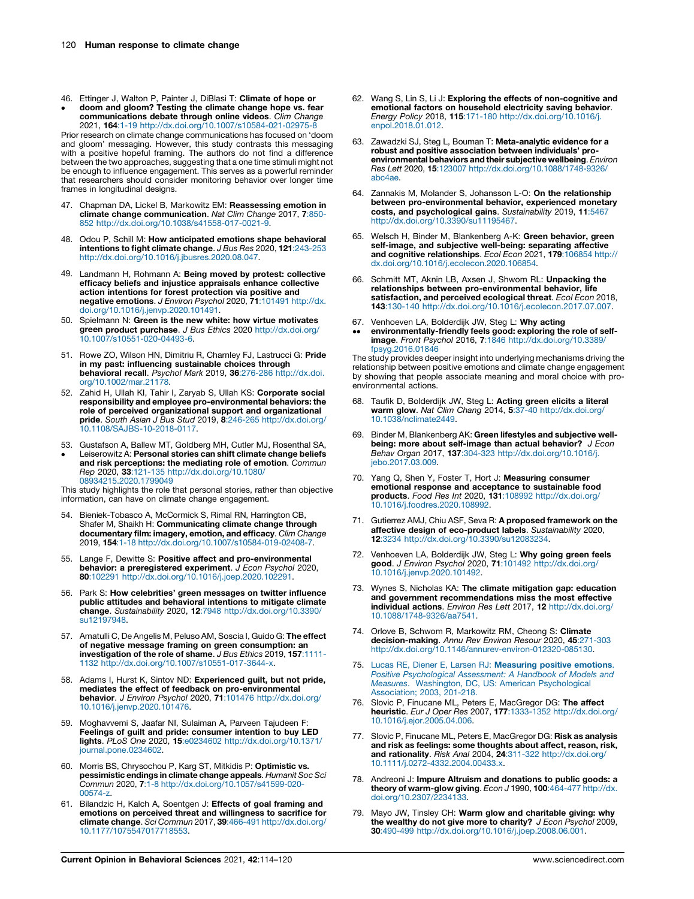46. • Ettinger J, Walton P, Painter J, DiBlasi T: **Climate of hope or doom and gloom? Testing the climate change hope vs. fear communications debate through online videos**. *Clim Change* 2021, **164**:1-19 http://dx.doi.org/10.1007/s10584-021-02975-8

Prior research on climate change communications has focused on 'doom and gloom' messaging. However, this study contrasts this messaging with a positive hopeful framing. The authors do not find a difference between the two approaches, suggesting that a one time stimuli might not be enough to influence engagement. This serves as a powerful reminder that researchers should consider monitoring behavior over longer time frames in longitudinal designs.

47. Chapman DA, Lickel B, Markowitz EM: **Reassessing emotion in climate change communication**. *Nat Clim Change* 2017, **7**:850-852 http://dx.doi.org/10.1038/s41558-017-0021-9.

48. Odou P, Schill M: **How anticipated emotions shape behavioral intentions to fight climate change**. *J Bus Res* 2020, **121**:243-253 http://dx.doi.org/10.1016/j.jbusres.2020.08.047.

49. Landmann H, Rohmann A: **Being moved by protest: collective efficacy beliefs and injustice appraisals enhance collective action intentions for forest protection via positive and negative emotions**. *J Environ Psychol* 2020, **71**:101491 http://dx.doi.org/10.1016/j.jenvp.2020.101491.

50. Spielmann N: **Green is the new white: how virtue motivates green product purchase**. *J Bus Ethics* 2020 http://dx.doi.org/10.1007/s10551-020-04493-6.

51. Rowe ZO, Wilson HN, Dimitriu R, Charnley FJ, Lastrucci G: **Pride in my past: influencing sustainable choices through behavioral recall**. *Psychol Mark* 2019, **36**:276-286 http://dx.doi.org/10.1002/mar.21178.

52. Zahid H, Ullah KI, Tahir I, Zaryab S, Ullah KS: **Corporate social responsibility and employee pro-environmental behaviors: the role of perceived organizational support and organizational pride**. *South Asian J Bus Stud* 2019, **8**:246-265 http://dx.doi.org/10.1108/SAJBS-10-2018-0117.

53. • Gustafson A, Ballew MT, Goldberg MH, Cutler MJ, Rosenthal SA, Leiserowitz A: **Personal stories can shift climate change beliefs and risk perceptions: the mediating role of emotion**. *Commun Rep* 2020, **33**:121-135 http://dx.doi.org/10.1080/08934215.2020.1799049

This study highlights the role that personal stories, rather than objective information, can have on climate change engagement.

54. Bieniek-Tobasco A, McCormick S, Rimal RN, Harrington CB, Shafer M, Shaikh H: **Communicating climate change through documentary film: imagery, emotion, and efficacy**. *Clim Change* 2019, **154**:1-18 http://dx.doi.org/10.1007/s10584-019-02408-7.

55. Lange F, Dewitte S: **Positive affect and pro-environmental behavior: a preregistered experiment**. *J Econ Psychol* 2020, **80**:102291 http://dx.doi.org/10.1016/j.joep.2020.102291.

56. Park S: **How celebrities' green messages on twitter influence public attitudes and behavioral intentions to mitigate climate change**. *Sustainability* 2020, **12**:7948 http://dx.doi.org/10.3390/su12197948.

57. Amatulli C, De Angelis M, Peluso AM, Soscia I, Guido G: **The effect of negative message framing on green consumption: an investigation of the role of shame**. *J Bus Ethics* 2019, **157**:1111-1132 http://dx.doi.org/10.1007/s10551-017-3644-x.

58. Adams I, Hurst K, Sintov ND: **Experienced guilt, but not pride, mediates the effect of feedback on pro-environmental behavior**. *J Environ Psychol* 2020, **71**:101476 http://dx.doi.org/10.1016/j.jenvp.2020.101476.

59. Moghavvemi S, Jaafar NI, Sulaiman A, Parveen Tajudeen F: **Feelings of guilt and pride: consumer intention to buy LED lights**. *PLoS One* 2020, **15**:e0234602 http://dx.doi.org/10.1371/journal.pone.0234602.

60. Morris BS, Chrysochou P, Karg ST, Mitkidis P: **Optimistic vs. pessimistic endings in climate change appeals**. *Humanit Soc Sci Commun* 2020, **7**:1-8 http://dx.doi.org/10.1057/s41599-020-00574-z.

61. Bilandzic H, Kalch A, Soentgen J: **Effects of goal framing and emotions on perceived threat and willingness to sacrifice for climate change**. *Sci Commun* 2017, **39**:466-491 http://dx.doi.org/10.1177/1075547017718553.

62. Wang S, Lin S, Li J: **Exploring the effects of non-cognitive and emotional factors on household electricity saving behavior**. *Energy Policy* 2018, **115**:171-180 http://dx.doi.org/10.1016/j.enpol.2018.01.012.

63. Zawadzki SJ, Steg L, Bouman T: **Meta-analytic evidence for a robust and positive association between individuals' pro-environmental behaviors and their subjective wellbeing**. *Environ Res Lett* 2020, **15**:123007 http://dx.doi.org/10.1088/1748-9326/abc4ae.

64. Zannakis M, Molander S, Johansson L-O: **On the relationship between pro-environmental behavior, experienced monetary costs, and psychological gains**. *Sustainability* 2019, **11**:5467 http://dx.doi.org/10.3390/su11195467.

65. Welsch H, Binder M, Blankenberg A-K: **Green behavior, green self-image, and subjective well-being: separating affective and cognitive relationships**. *Ecol Econ* 2021, **179**:106854 http://dx.doi.org/10.1016/j.ecolecon.2020.106854.

66. Schmitt MT, Aknin LB, Axsen J, Shwom RL: **Unpacking the relationships between pro-environmental behavior, life satisfaction, and perceived ecological threat**. *Ecol Econ* 2018, **143**:130-140 http://dx.doi.org/10.1016/j.ecolecon.2017.07.007.

67. •• Venhoeven LA, Bolderdijk JW, Steg L: **Why acting environmentally-friendly feels good: exploring the role of self-image**. *Front Psychol* 2016, **7**:1846 http://dx.doi.org/10.3389/fpsyg.2016.01846

The study provides deeper insight into underlying mechanisms driving the relationship between positive emotions and climate change engagement by showing that people associate meaning and moral choice with pro-environmental actions.

68. Taufik D, Bolderdijk JW, Steg L: **Acting green elicits a literal warm glow**. *Nat Clim Chang* 2014, **5**:37-40 http://dx.doi.org/10.1038/nclimate2449.

69. Binder M, Blankenberg AK: **Green lifestyles and subjective well-being: more about self-image than actual behavior?** *J Econ Behav Organ* 2017, **137**:304-323 http://dx.doi.org/10.1016/j.jebo.2017.03.009.

70. Yang Q, Shen Y, Foster T, Hort J: **Measuring consumer emotional response and acceptance to sustainable food products**. *Food Res Int* 2020, **131**:108992 http://dx.doi.org/10.1016/j.foodres.2020.108992.

71. Gutierrez AMJ, Chiu ASF, Seva R: **A proposed framework on the affective design of eco-product labels**. *Sustainability* 2020, **12**:3234 http://dx.doi.org/10.3390/su12083234.

72. Venhoeven LA, Bolderdijk JW, Steg L: **Why going green feels good**. *J Environ Psychol* 2020, **71**:101492 http://dx.doi.org/10.1016/j.jenvp.2020.101492.

73. Wynes S, Nicholas KA: **The climate mitigation gap: education and government recommendations miss the most effective individual actions**. *Environ Res Lett* 2017, **12** http://dx.doi.org/10.1088/1748-9326/aa7541.

74. Orlove B, Schwom R, Markowitz RM, Cheong S: **Climate decision-making**. *Annu Rev Environ Resour* 2020, **45**:271-303 http://dx.doi.org/10.1146/annurev-environ-012320-085130.

75. Lucas RE, Diener E, Larsen RJ: **Measuring positive emotions**. *Positive Psychological Assessment: A Handbook of Models and Measures*. Washington, DC, US: American Psychological Association; 2003, 201-218.

76. Slovic P, Finucane ML, Peters E, MacGregor DG: **The affect heuristic**. *Eur J Oper Res* 2007, **177**:1333-1352 http://dx.doi.org/10.1016/j.ejor.2005.04.006.

77. Slovic P, Finucane ML, Peters E, MacGregor DG: **Risk as analysis and risk as feelings: some thoughts about affect, reason, risk, and rationality**. *Risk Anal* 2004, **24**:311-322 http://dx.doi.org/10.1111/j.0272-4332.2004.00433.x.

78. Andreoni J: **Impure Altruism and donations to public goods: a theory of warm-glow giving**. *Econ J* 1990, **100**:464-477 http://dx.doi.org/10.2307/2234133.

79. Mayo JW, Tinsley CH: **Warm glow and charitable giving: why the wealthy do not give more to charity?** *J Econ Psychol* 2009, **30**:490-499 http://dx.doi.org/10.1016/j.joep.2008.06.001.